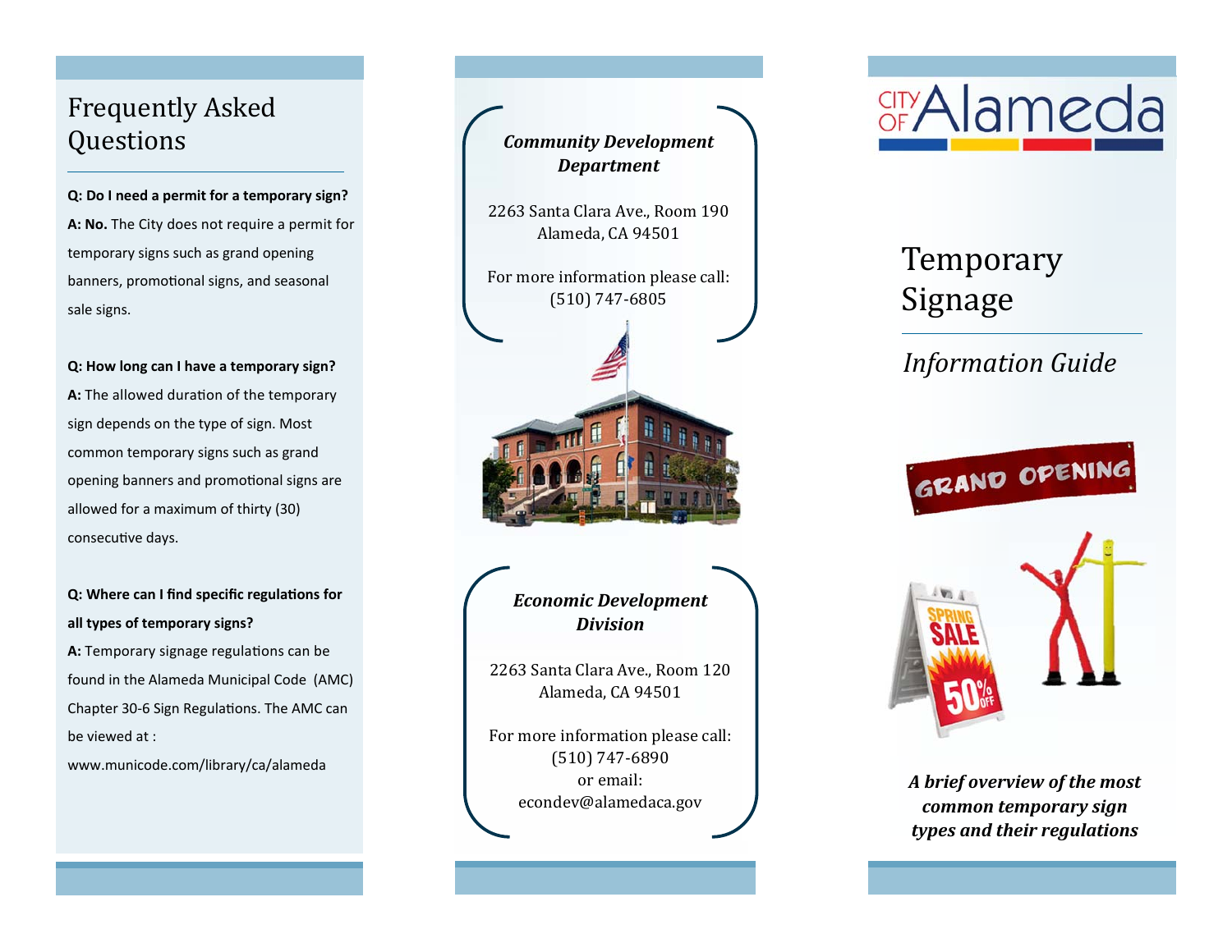# Frequently Asked Questions

**Q: Do I need a permit for a temporary sign?**

**A: No.** The City does not require a permit for temporary signs such as grand opening banners, promotional signs, and seasonal sale signs.

**Q: How long can I have a temporary sign?**

**A:** The allowed duration of the temporary sign depends on the type of sign. Most common temporary signs such as grand opening banners and promotional signs are allowed for a maximum of thirty (30) consecutive days.

**Q: Where can I find specific regulations for all types of temporary signs?**

**A:** Temporary signage regulations can be found in the Alameda Municipal Code (AMC) Chapter 30-6 Sign Regulations. The AMC can be viewed at :

www.municode.com/library/ca/alameda

***Community Development Department***

2263 Santa Clara Ave., Room 190
Alameda, CA 94501

For more information please call:
(510) 747-6805

***Economic Development Division***

2263 Santa Clara Ave., Room 120
Alameda, CA 94501

For more information please call:
(510) 747-6890
or email:
econdev@alamedaca.gov

CITY OF Alameda

# Temporary Signage

## *Information Guide*

***A brief overview of the most common temporary sign types and their regulations***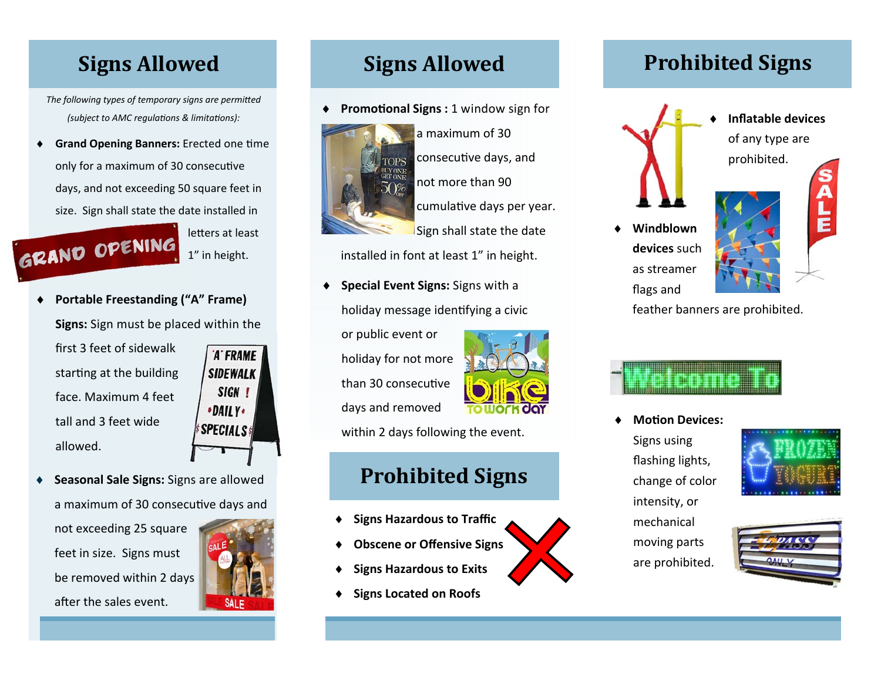## Signs Allowed

*The following types of temporary signs are permitted (subject to AMC regulations & limitations):*

- **Grand Opening Banners:** Erected one time only for a maximum of 30 consecutive days, and not exceeding 50 square feet in size. Sign shall state the date installed in letters at least 1” in height.
- **Portable Freestanding (“A” Frame) Signs:** Sign must be placed within the first 3 feet of sidewalk starting at the building face. Maximum 4 feet tall and 3 feet wide allowed.
- **Seasonal Sale Signs:** Signs are allowed a maximum of 30 consecutive days and not exceeding 25 square feet in size. Signs must be removed within 2 days after the sales event.

## Signs Allowed

- **Promotional Signs :** 1 window sign for a maximum of 30 consecutive days, and not more than 90 cumulative days per year. Sign shall state the date installed in font at least 1” in height.
- **Special Event Signs:** Signs with a holiday message identifying a civic or public event or holiday for not more than 30 consecutive days and removed within 2 days following the event.

## Prohibited Signs

- **Signs Hazardous to Traffic**
- **Obscene or Offensive Signs**
- **Signs Hazardous to Exits**
- **Signs Located on Roofs**

## Prohibited Signs

- **Inflatable devices** of any type are prohibited.
- **Windblown devices** such as streamer flags and feather banners are prohibited.
- **Motion Devices:** Signs using flashing lights, change of color intensity, or mechanical moving parts are prohibited.